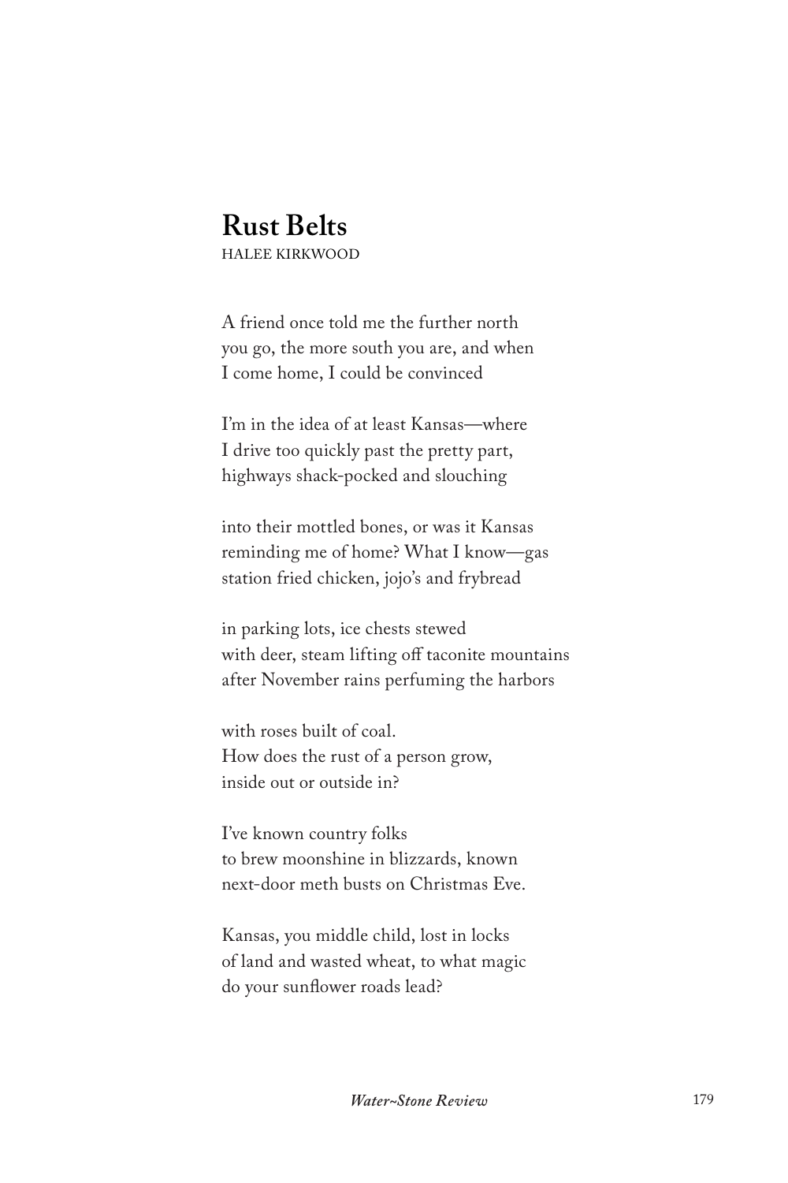# Rust Belts

HALEE KIRKWOOD

A friend once told me the further north
you go, the more south you are, and when
I come home, I could be convinced

I'm in the idea of at least Kansas—where
I drive too quickly past the pretty part,
highways shack-pocked and slouching

into their mottled bones, or was it Kansas
reminding me of home? What I know—gas
station fried chicken, jojo's and frybread

in parking lots, ice chests stewed
with deer, steam lifting off taconite mountains
after November rains perfuming the harbors

with roses built of coal.
How does the rust of a person grow,
inside out or outside in?

I've known country folks
to brew moonshine in blizzards, known
next-door meth busts on Christmas Eve.

Kansas, you middle child, lost in locks
of land and wasted wheat, to what magic
do your sunflower roads lead?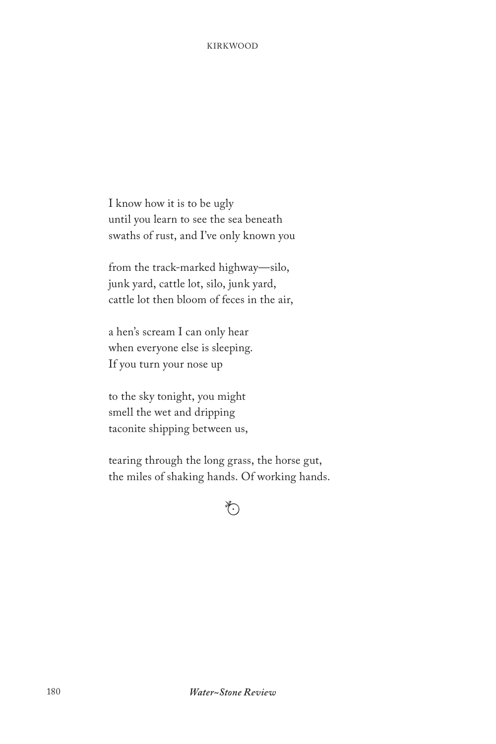I know how it is to be ugly
until you learn to see the sea beneath
swaths of rust, and I've only known you

from the track-marked highway—silo,
junk yard, cattle lot, silo, junk yard,
cattle lot then bloom of feces in the air,

a hen's scream I can only hear
when everyone else is sleeping.
If you turn your nose up

to the sky tonight, you might
smell the wet and dripping
taconite shipping between us,

tearing through the long grass, the horse gut,
the miles of shaking hands. Of working hands.